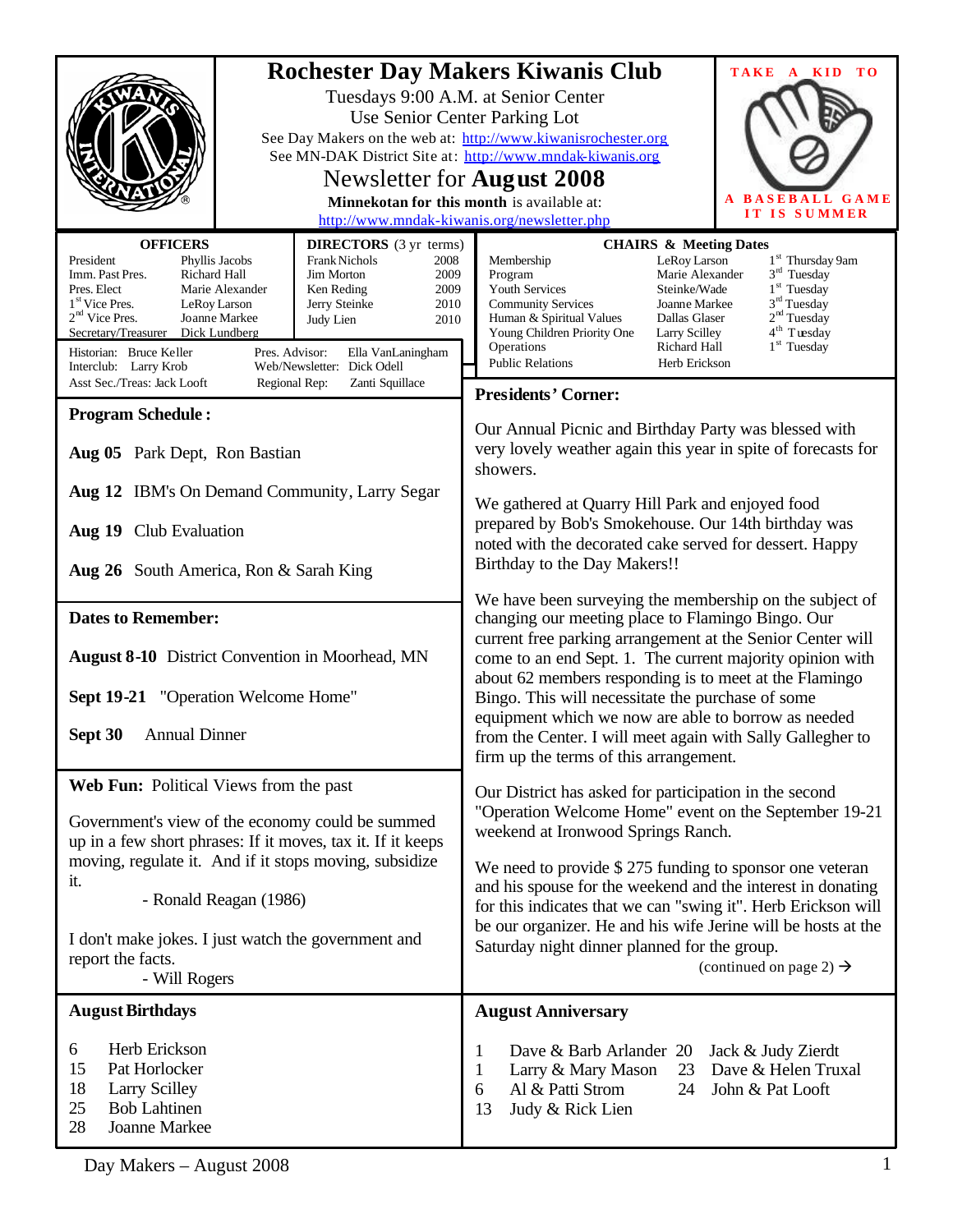# Rochester Day Makers Kiwanis Club

Tuesdays 9:00 A.M. at Senior Center
Use Senior Center Parking Lot
See Day Makers on the web at: http://www.kiwanisrochester.org
See MN-DAK District Site at: http://www.mndak-kiwanis.org

## Newsletter for August 2008

**Minnekotan for this month** is available at: http://www.mndak-kiwanis.org/newsletter.php

TAKE A KID TO A BASEBALL GAME IT IS SUMMER

### OFFICERS

| | |
|---|---|
| President | Phyllis Jacobs |
| Imm. Past Pres. | Richard Hall |
| Pres. Elect | Marie Alexander |
| 1st Vice Pres. | LeRoy Larson |
| 2nd Vice Pres. | Joanne Markee |
| Secretary/Treasurer | Dick Lundberg |

### DIRECTORS (3 yr terms)

| | |
|---|---|
| Frank Nichols | 2008 |
| Jim Morton | 2009 |
| Ken Reding | 2009 |
| Jerry Steinke | 2010 |
| Judy Lien | 2010 |

Historian: Bruce Keller
Interclub: Larry Krob
Asst Sec./Treas: Jack Looft
Pres. Advisor: Ella VanLaningham
Web/Newsletter: Dick Odell
Regional Rep: Zanti Squillace

### CHAIRS & Meeting Dates

| | | |
|---|---|---|
| Membership | LeRoy Larson | 1st Thursday 9am |
| Program | Marie Alexander | 3rd Tuesday |
| Youth Services | Steinke/Wade | 1st Tuesday |
| Community Services | Joanne Markee | 3rd Tuesday |
| Human & Spiritual Values | Dallas Glaser | 2nd Tuesday |
| Young Children Priority One | Larry Scilley | 4th Tuesday |
| Operations | Richard Hall | 1st Tuesday |
| Public Relations | Herb Erickson | |

### Program Schedule :

**Aug 05** Park Dept, Ron Bastian

**Aug 12** IBM's On Demand Community, Larry Segar

**Aug 19** Club Evaluation

**Aug 26** South America, Ron & Sarah King

### Dates to Remember:

**August 8-10** District Convention in Moorhead, MN

**Sept 19-21** "Operation Welcome Home"

**Sept 30** Annual Dinner

### Web Fun: Political Views from the past

Government's view of the economy could be summed up in a few short phrases: If it moves, tax it. If it keeps moving, regulate it. And if it stops moving, subsidize it.

- Ronald Reagan (1986)

I don't make jokes. I just watch the government and report the facts.

- Will Rogers

### Presidents' Corner:

Our Annual Picnic and Birthday Party was blessed with very lovely weather again this year in spite of forecasts for showers.

We gathered at Quarry Hill Park and enjoyed food prepared by Bob's Smokehouse. Our 14th birthday was noted with the decorated cake served for dessert. Happy Birthday to the Day Makers!!

We have been surveying the membership on the subject of changing our meeting place to Flamingo Bingo. Our current free parking arrangement at the Senior Center will come to an end Sept. 1. The current majority opinion with about 62 members responding is to meet at the Flamingo Bingo. This will necessitate the purchase of some equipment which we now are able to borrow as needed from the Center. I will meet again with Sally Gallegher to firm up the terms of this arrangement.

Our District has asked for participation in the second "Operation Welcome Home" event on the September 19-21 weekend at Ironwood Springs Ranch.

We need to provide $ 275 funding to sponsor one veteran and his spouse for the weekend and the interest in donating for this indicates that we can "swing it". Herb Erickson will be our organizer. He and his wife Jerine will be hosts at the Saturday night dinner planned for the group.

(continued on page 2) →

### August Birthdays

| | |
|---|---|
| 6 | Herb Erickson |
| 15 | Pat Horlocker |
| 18 | Larry Scilley |
| 25 | Bob Lahtinen |
| 28 | Joanne Markee |

### August Anniversary

| | |
|---|---|
| 1 | Dave & Barb Arlander |
| 1 | Larry & Mary Mason |
| 6 | Al & Patti Strom |
| 13 | Judy & Rick Lien |
| 20 | Jack & Judy Zierdt |
| 23 | Dave & Helen Truxal |
| 24 | John & Pat Looft |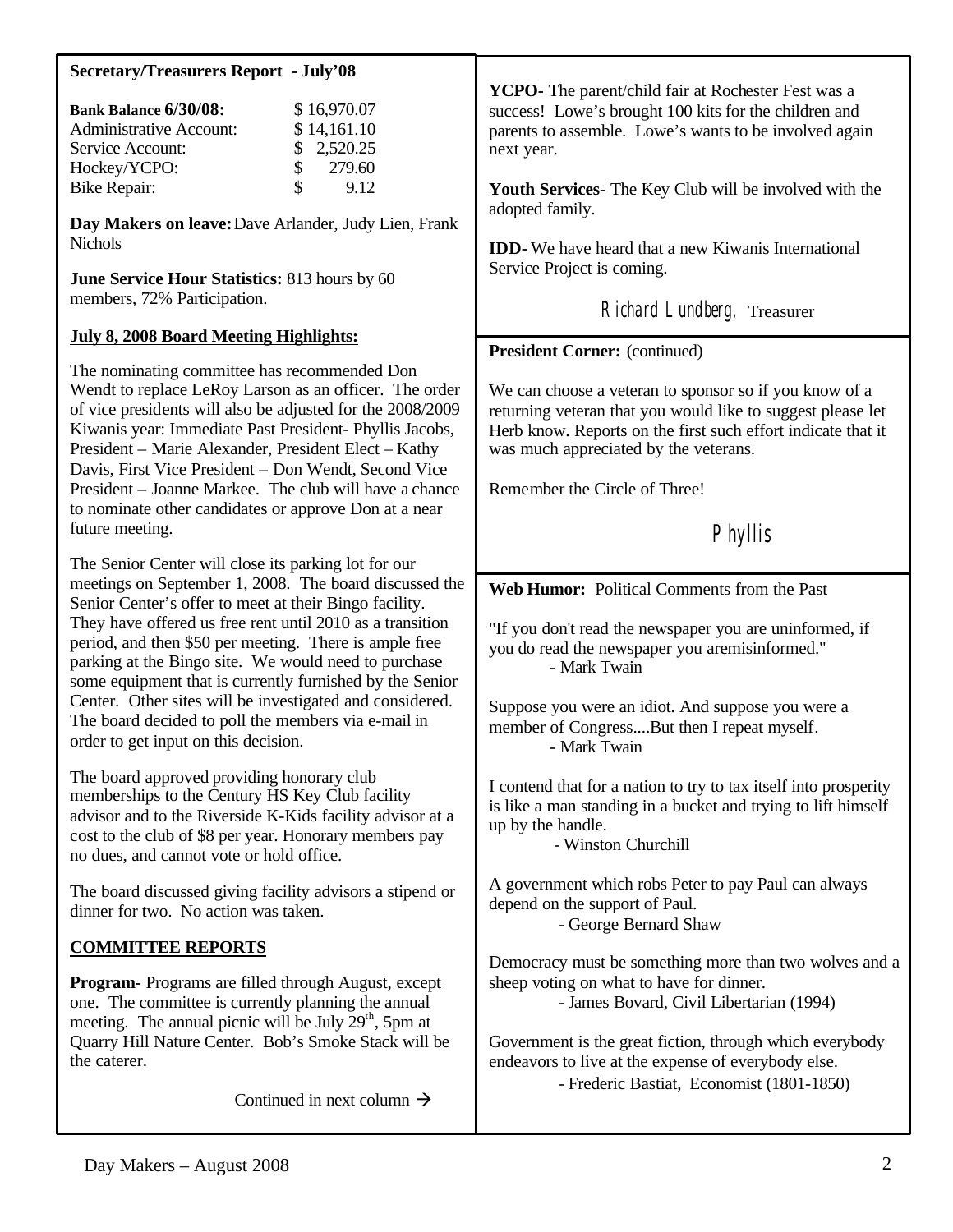## Secretary/Treasurers Report - July'08

| **Bank Balance 6/30/08:** | $ 16,970.07 |
| --- | --- |
| Administrative Account: | $ 14,161.10 |
| Service Account: | $ 2,520.25 |
| Hockey/YCPO: | $ 279.60 |
| Bike Repair: | $ 9.12 |

**Day Makers on leave:** Dave Arlander, Judy Lien, Frank Nichols

**June Service Hour Statistics:** 813 hours by 60 members, 72% Participation.

### July 8, 2008 Board Meeting Highlights:

The nominating committee has recommended Don Wendt to replace LeRoy Larson as an officer. The order of vice presidents will also be adjusted for the 2008/2009 Kiwanis year: Immediate Past President- Phyllis Jacobs, President – Marie Alexander, President Elect – Kathy Davis, First Vice President – Don Wendt, Second Vice President – Joanne Markee. The club will have a chance to nominate other candidates or approve Don at a near future meeting.

The Senior Center will close its parking lot for our meetings on September 1, 2008. The board discussed the Senior Center's offer to meet at their Bingo facility. They have offered us free rent until 2010 as a transition period, and then $50 per meeting. There is ample free parking at the Bingo site. We would need to purchase some equipment that is currently furnished by the Senior Center. Other sites will be investigated and considered. The board decided to poll the members via e-mail in order to get input on this decision.

The board approved providing honorary club memberships to the Century HS Key Club facility advisor and to the Riverside K-Kids facility advisor at a cost to the club of $8 per year. Honorary members pay no dues, and cannot vote or hold office.

The board discussed giving facility advisors a stipend or dinner for two. No action was taken.

### COMMITTEE REPORTS

**Program-** Programs are filled through August, except one. The committee is currently planning the annual meeting. The annual picnic will be July 29th, 5pm at Quarry Hill Nature Center. Bob's Smoke Stack will be the caterer.

Continued in next column →

**YCPO-** The parent/child fair at Rochester Fest was a success! Lowe's brought 100 kits for the children and parents to assemble. Lowe's wants to be involved again next year.

**Youth Services-** The Key Club will be involved with the adopted family.

**IDD-** We have heard that a new Kiwanis International Service Project is coming.

*Richard Lundberg,* Treasurer

## President Corner: (continued)

We can choose a veteran to sponsor so if you know of a returning veteran that you would like to suggest please let Herb know. Reports on the first such effort indicate that it was much appreciated by the veterans.

Remember the Circle of Three!

*Phyllis*

## Web Humor: Political Comments from the Past

"If you don't read the newspaper you are uninformed, if you do read the newspaper you aremisinformed."
- Mark Twain

Suppose you were an idiot. And suppose you were a member of Congress....But then I repeat myself.
- Mark Twain

I contend that for a nation to try to tax itself into prosperity is like a man standing in a bucket and trying to lift himself up by the handle.
- Winston Churchill

A government which robs Peter to pay Paul can always depend on the support of Paul.
- George Bernard Shaw

Democracy must be something more than two wolves and a sheep voting on what to have for dinner.
- James Bovard, Civil Libertarian (1994)

Government is the great fiction, through which everybody endeavors to live at the expense of everybody else.
- Frederic Bastiat, Economist (1801-1850)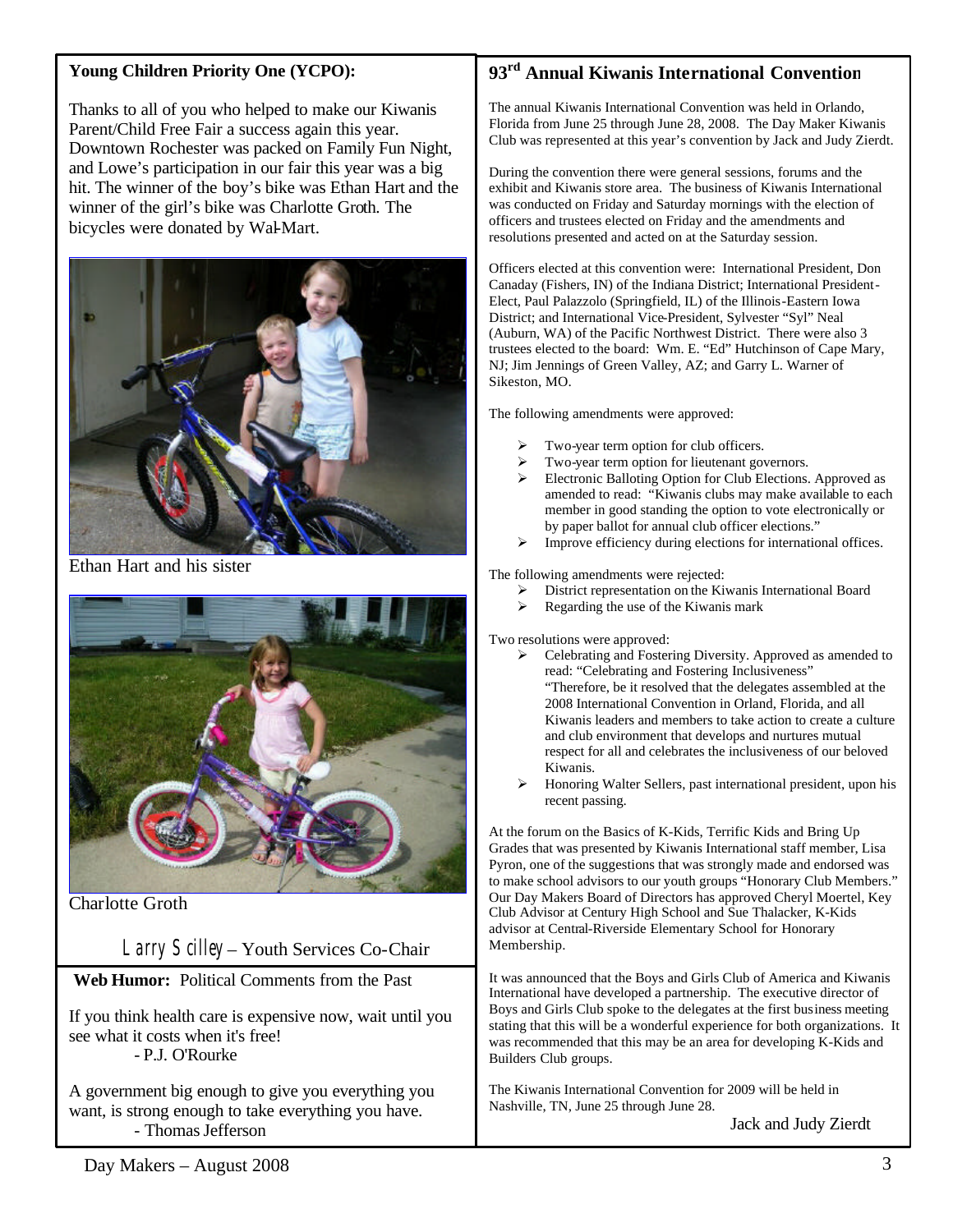## Young Children Priority One (YCPO):

Thanks to all of you who helped to make our Kiwanis Parent/Child Free Fair a success again this year. Downtown Rochester was packed on Family Fun Night, and Lowe's participation in our fair this year was a big hit. The winner of the boy's bike was Ethan Hart and the winner of the girl's bike was Charlotte Groth. The bicycles were donated by Wal-Mart.

Ethan Hart and his sister

Charlotte Groth

*Larry Scilley* – Youth Services Co-Chair

**Web Humor:** Political Comments from the Past

If you think health care is expensive now, wait until you see what it costs when it's free!
- P.J. O'Rourke

A government big enough to give you everything you want, is strong enough to take everything you have.
- Thomas Jefferson

## 93rd Annual Kiwanis International Convention

The annual Kiwanis International Convention was held in Orlando, Florida from June 25 through June 28, 2008. The Day Maker Kiwanis Club was represented at this year's convention by Jack and Judy Zierdt.

During the convention there were general sessions, forums and the exhibit and Kiwanis store area. The business of Kiwanis International was conducted on Friday and Saturday mornings with the election of officers and trustees elected on Friday and the amendments and resolutions presented and acted on at the Saturday session.

Officers elected at this convention were: International President, Don Canaday (Fishers, IN) of the Indiana District; International President-Elect, Paul Palazzolo (Springfield, IL) of the Illinois-Eastern Iowa District; and International Vice-President, Sylvester "Syl" Neal (Auburn, WA) of the Pacific Northwest District. There were also 3 trustees elected to the board: Wm. E. "Ed" Hutchinson of Cape Mary, NJ; Jim Jennings of Green Valley, AZ; and Garry L. Warner of Sikeston, MO.

The following amendments were approved:

- Two-year term option for club officers.
- Two-year term option for lieutenant governors.
- Electronic Balloting Option for Club Elections. Approved as amended to read: "Kiwanis clubs may make available to each member in good standing the option to vote electronically or by paper ballot for annual club officer elections."
- Improve efficiency during elections for international offices.

The following amendments were rejected:

- District representation on the Kiwanis International Board
- Regarding the use of the Kiwanis mark

Two resolutions were approved:

- Celebrating and Fostering Diversity. Approved as amended to read: "Celebrating and Fostering Inclusiveness" "Therefore, be it resolved that the delegates assembled at the 2008 International Convention in Orland, Florida, and all Kiwanis leaders and members to take action to create a culture and club environment that develops and nurtures mutual respect for all and celebrates the inclusiveness of our beloved Kiwanis.
- Honoring Walter Sellers, past international president, upon his recent passing.

At the forum on the Basics of K-Kids, Terrific Kids and Bring Up Grades that was presented by Kiwanis International staff member, Lisa Pyron, one of the suggestions that was strongly made and endorsed was to make school advisors to our youth groups "Honorary Club Members." Our Day Makers Board of Directors has approved Cheryl Moertel, Key Club Advisor at Century High School and Sue Thalacker, K-Kids advisor at Central-Riverside Elementary School for Honorary Membership.

It was announced that the Boys and Girls Club of America and Kiwanis International have developed a partnership. The executive director of Boys and Girls Club spoke to the delegates at the first business meeting stating that this will be a wonderful experience for both organizations. It was recommended that this may be an area for developing K-Kids and Builders Club groups.

The Kiwanis International Convention for 2009 will be held in Nashville, TN, June 25 through June 28.

Jack and Judy Zierdt